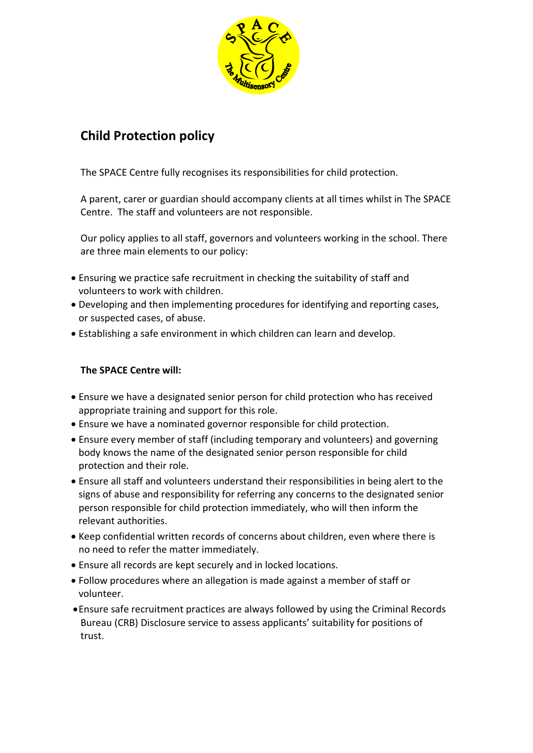# Child Protection policy

The SPACE Centre fully recognises its responsibilities for child protection.

A parent, carer or guardian should accompany clients at all times whilst in The SPACE Centre. The staff and volunteers are not responsible.

Our policy applies to all staff, governors and volunteers working in the school. There are three main elements to our policy:

- Ensuring we practice safe recruitment in checking the suitability of staff and volunteers to work with children.
- Developing and then implementing procedures for identifying and reporting cases, or suspected cases, of abuse.
- Establishing a safe environment in which children can learn and develop.

**The SPACE Centre will:**

- Ensure we have a designated senior person for child protection who has received appropriate training and support for this role.
- Ensure we have a nominated governor responsible for child protection.
- Ensure every member of staff (including temporary and volunteers) and governing body knows the name of the designated senior person responsible for child protection and their role.
- Ensure all staff and volunteers understand their responsibilities in being alert to the signs of abuse and responsibility for referring any concerns to the designated senior person responsible for child protection immediately, who will then inform the relevant authorities.
- Keep confidential written records of concerns about children, even where there is no need to refer the matter immediately.
- Ensure all records are kept securely and in locked locations.
- Follow procedures where an allegation is made against a member of staff or volunteer.
- Ensure safe recruitment practices are always followed by using the Criminal Records Bureau (CRB) Disclosure service to assess applicants' suitability for positions of trust.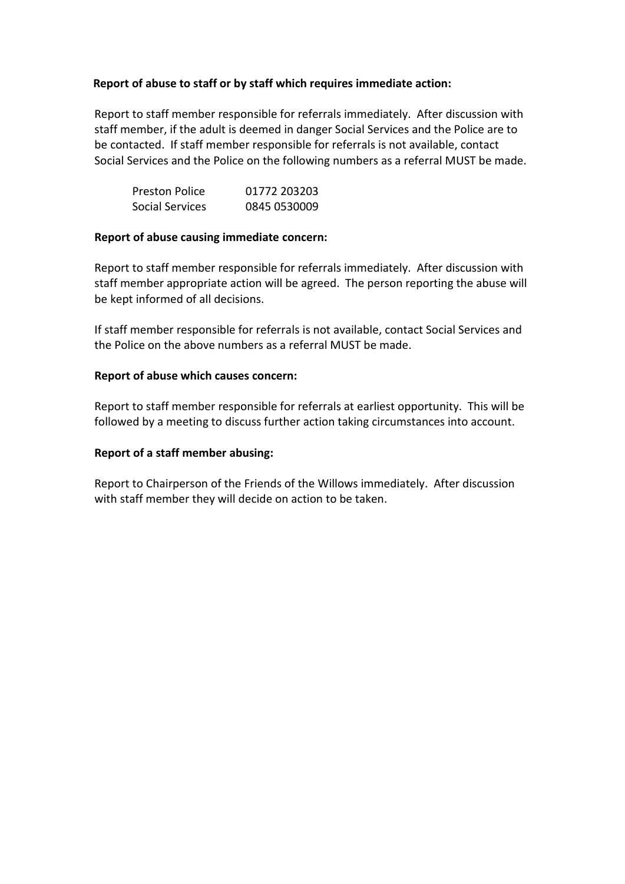**Report of abuse to staff or by staff which requires immediate action:**

Report to staff member responsible for referrals immediately. After discussion with staff member, if the adult is deemed in danger Social Services and the Police are to be contacted. If staff member responsible for referrals is not available, contact Social Services and the Police on the following numbers as a referral MUST be made.

| | |
|---|---|
| Preston Police | 01772 203203 |
| Social Services | 0845 0530009 |

**Report of abuse causing immediate concern:**

Report to staff member responsible for referrals immediately. After discussion with staff member appropriate action will be agreed. The person reporting the abuse will be kept informed of all decisions.

If staff member responsible for referrals is not available, contact Social Services and the Police on the above numbers as a referral MUST be made.

**Report of abuse which causes concern:**

Report to staff member responsible for referrals at earliest opportunity. This will be followed by a meeting to discuss further action taking circumstances into account.

**Report of a staff member abusing:**

Report to Chairperson of the Friends of the Willows immediately. After discussion with staff member they will decide on action to be taken.